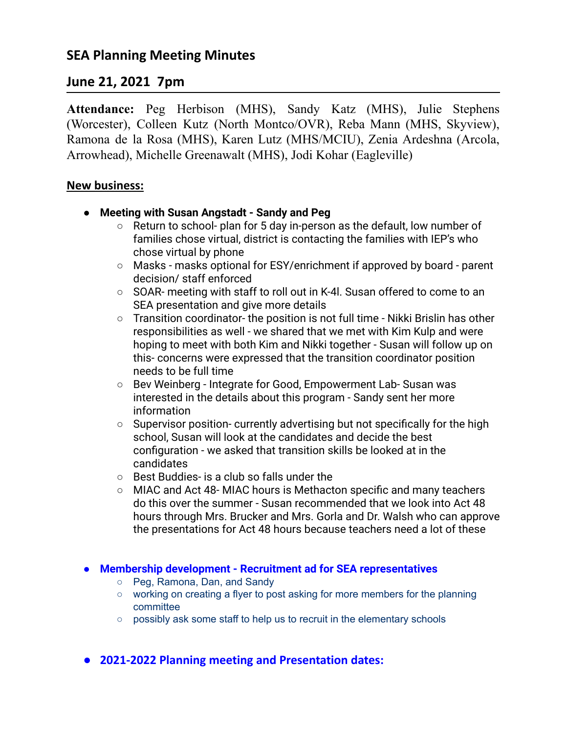# SEA Planning Meeting Minutes

## June 21, 2021  7pm

**Attendance:** Peg Herbison (MHS), Sandy Katz (MHS), Julie Stephens (Worcester), Colleen Kutz (North Montco/OVR), Reba Mann (MHS, Skyview), Ramona de la Rosa (MHS), Karen Lutz (MHS/MCIU), Zenia Ardeshna (Arcola, Arrowhead), Michelle Greenawalt (MHS), Jodi Kohar (Eagleville)

**New business:**

- **Meeting with Susan Angstadt - Sandy and Peg**
  - Return to school- plan for 5 day in-person as the default, low number of families chose virtual, district is contacting the families with IEP's who chose virtual by phone
  - Masks - masks optional for ESY/enrichment if approved by board - parent decision/ staff enforced
  - SOAR- meeting with staff to roll out in K-4l. Susan offered to come to an SEA presentation and give more details
  - Transition coordinator- the position is not full time - Nikki Brislin has other responsibilities as well - we shared that we met with Kim Kulp and were hoping to meet with both Kim and Nikki together - Susan will follow up on this- concerns were expressed that the transition coordinator position needs to be full time
  - Bev Weinberg - Integrate for Good, Empowerment Lab- Susan was interested in the details about this program - Sandy sent her more information
  - Supervisor position- currently advertising but not specifically for the high school, Susan will look at the candidates and decide the best configuration - we asked that transition skills be looked at in the candidates
  - Best Buddies- is a club so falls under the
  - MIAC and Act 48- MIAC hours is Methacton specific and many teachers do this over the summer - Susan recommended that we look into Act 48 hours through Mrs. Brucker and Mrs. Gorla and Dr. Walsh who can approve the presentations for Act 48 hours because teachers need a lot of these

- **Membership development - Recruitment ad for SEA representatives**
  - Peg, Ramona, Dan, and Sandy
  - working on creating a flyer to post asking for more members for the planning committee
  - possibly ask some staff to help us to recruit in the elementary schools

- **2021-2022 Planning meeting and Presentation dates:**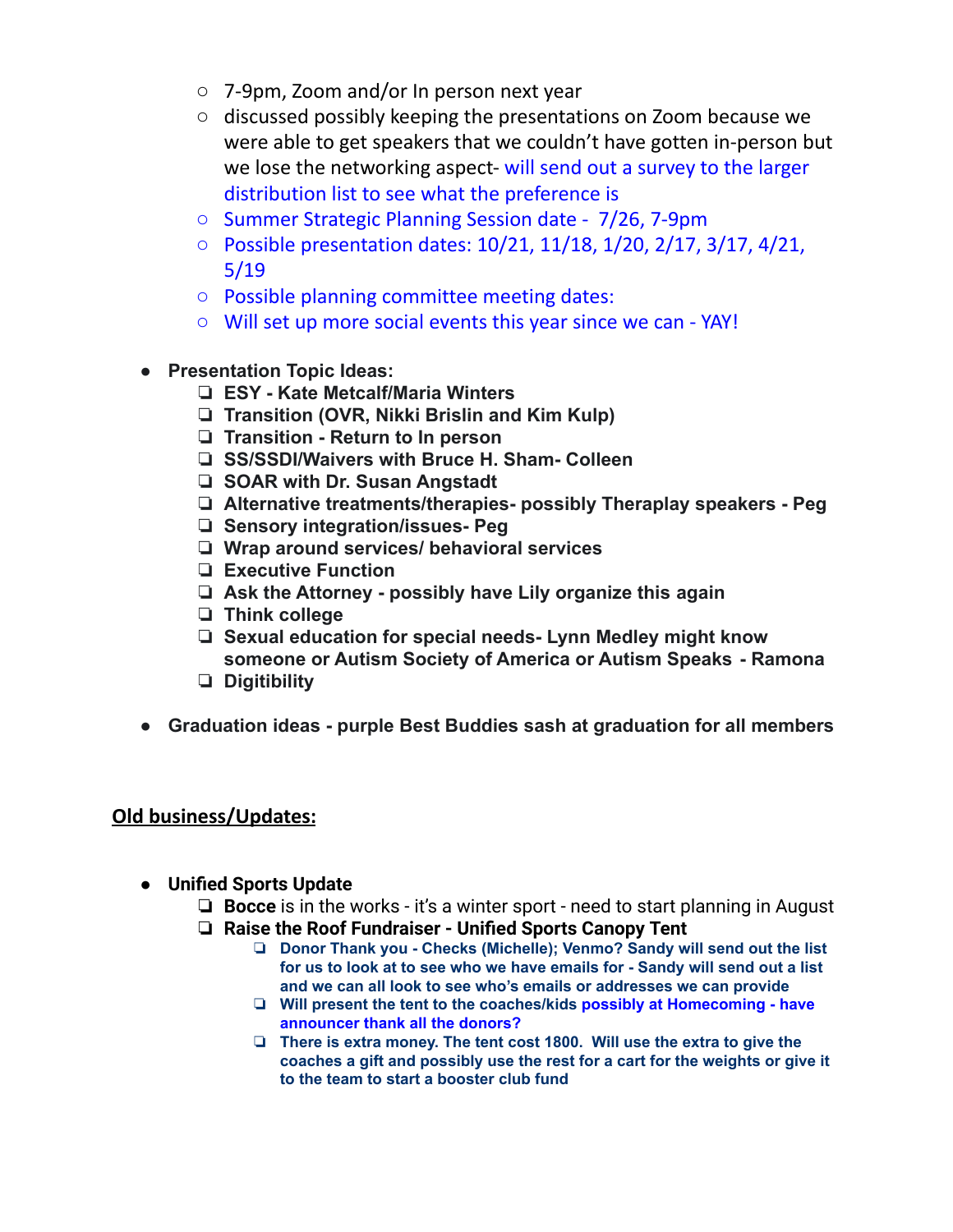- 7-9pm, Zoom and/or In person next year
    - discussed possibly keeping the presentations on Zoom because we were able to get speakers that we couldn't have gotten in-person but we lose the networking aspect- will send out a survey to the larger distribution list to see what the preference is
    - Summer Strategic Planning Session date - 7/26, 7-9pm
    - Possible presentation dates: 10/21, 11/18, 1/20, 2/17, 3/17, 4/21, 5/19
    - Possible planning committee meeting dates:
    - Will set up more social events this year since we can - YAY!

- **Presentation Topic Ideas:**
    - **ESY - Kate Metcalf/Maria Winters**
    - **Transition (OVR, Nikki Brislin and Kim Kulp)**
    - **Transition - Return to In person**
    - **SS/SSDI/Waivers with Bruce H. Sham- Colleen**
    - **SOAR with Dr. Susan Angstadt**
    - **Alternative treatments/therapies- possibly Theraplay speakers - Peg**
    - **Sensory integration/issues- Peg**
    - **Wrap around services/ behavioral services**
    - **Executive Function**
    - **Ask the Attorney - possibly have Lily organize this again**
    - **Think college**
    - **Sexual education for special needs- Lynn Medley might know someone or Autism Society of America or Autism Speaks - Ramona**
    - **Digitibility**

- **Graduation ideas - purple Best Buddies sash at graduation for all members**

## Old business/Updates:

- **Unified Sports Update**
    - **Bocce** is in the works - it's a winter sport - need to start planning in August
    - **Raise the Roof Fundraiser - Unified Sports Canopy Tent**
        - **Donor Thank you - Checks (Michelle); Venmo? Sandy will send out the list for us to look at to see who we have emails for - Sandy will send out a list and we can all look to see who's emails or addresses we can provide**
        - **Will present the tent to the coaches/kids possibly at Homecoming - have announcer thank all the donors?**
        - **There is extra money. The tent cost 1800. Will use the extra to give the coaches a gift and possibly use the rest for a cart for the weights or give it to the team to start a booster club fund**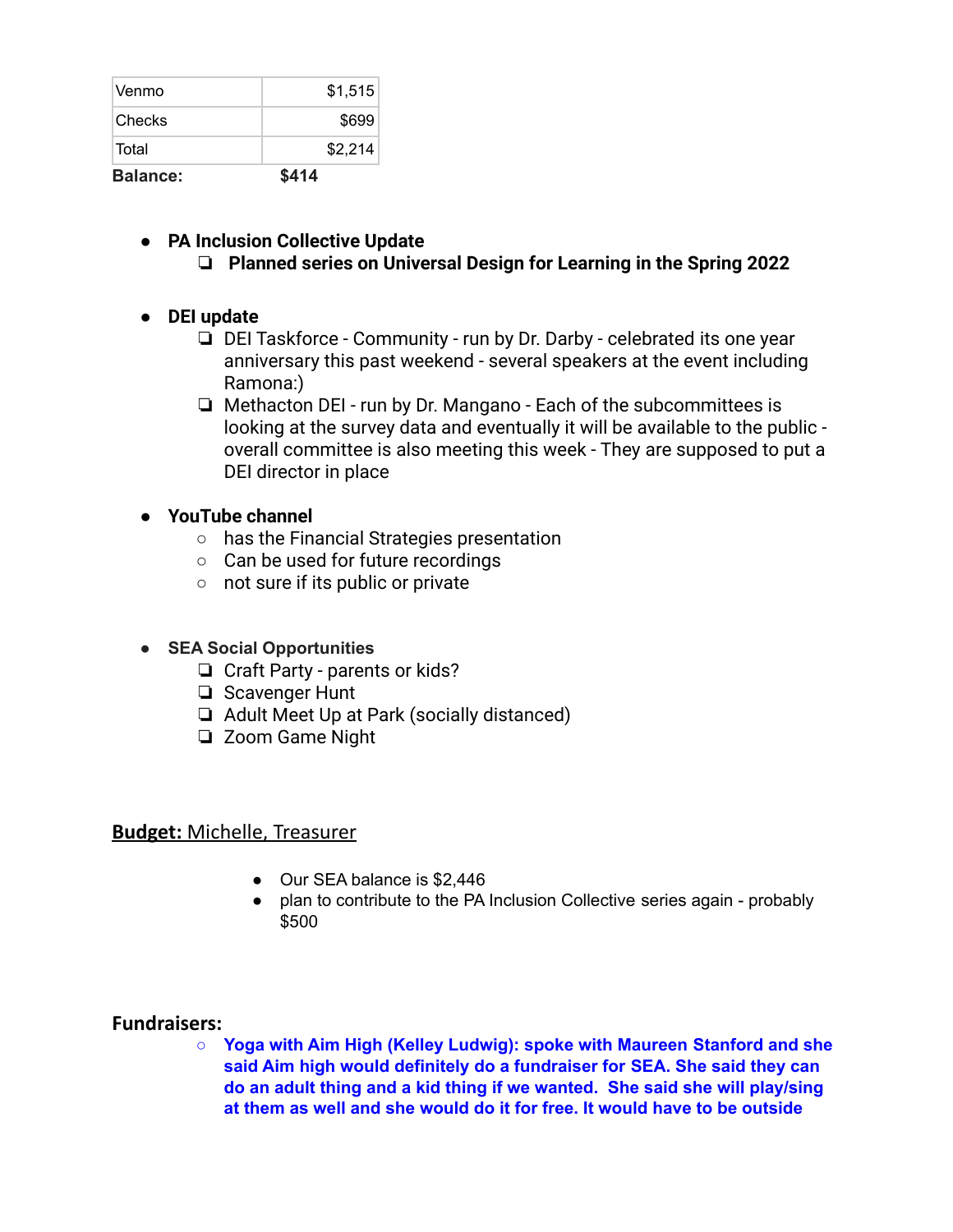| Venmo | $1,515 |
|---|---|
| Checks | $699 |
| Total | $2,214 |

**Balance:** **$414**

- **PA Inclusion Collective Update**
  - ❏ **Planned series on Universal Design for Learning in the Spring 2022**

- **DEI update**
  - ❏ DEI Taskforce - Community - run by Dr. Darby - celebrated its one year anniversary this past weekend - several speakers at the event including Ramona:)
  - ❏ Methacton DEI - run by Dr. Mangano - Each of the subcommittees is looking at the survey data and eventually it will be available to the public - overall committee is also meeting this week - They are supposed to put a DEI director in place

- **YouTube channel**
  - has the Financial Strategies presentation
  - Can be used for future recordings
  - not sure if its public or private

- **SEA Social Opportunities**
  - ❏ Craft Party - parents or kids?
  - ❏ Scavenger Hunt
  - ❏ Adult Meet Up at Park (socially distanced)
  - ❏ Zoom Game Night

## **Budget:** Michelle, Treasurer

- Our SEA balance is $2,446
- plan to contribute to the PA Inclusion Collective series again - probably $500

## Fundraisers:

- **Yoga with Aim High (Kelley Ludwig): spoke with Maureen Stanford and she said Aim high would definitely do a fundraiser for SEA. She said they can do an adult thing and a kid thing if we wanted. She said she will play/sing at them as well and she would do it for free. It would have to be outside**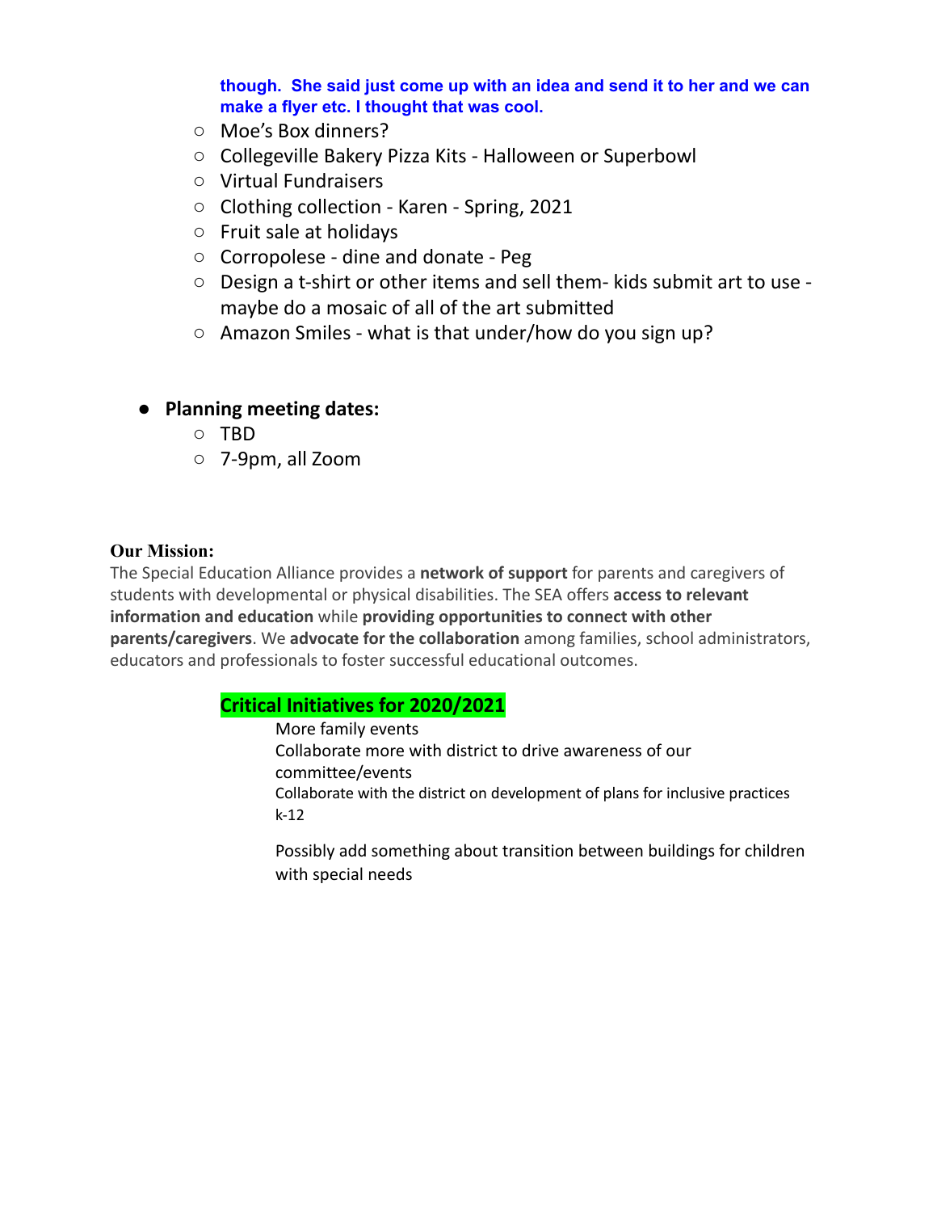**though. She said just come up with an idea and send it to her and we can make a flyer etc. I thought that was cool.**

- Moe's Box dinners?
- Collegeville Bakery Pizza Kits - Halloween or Superbowl
- Virtual Fundraisers
- Clothing collection - Karen - Spring, 2021
- Fruit sale at holidays
- Corropolese - dine and donate - Peg
- Design a t-shirt or other items and sell them- kids submit art to use - maybe do a mosaic of all of the art submitted
- Amazon Smiles - what is that under/how do you sign up?

- **Planning meeting dates:**
  - TBD
  - 7-9pm, all Zoom

**Our Mission:**

The Special Education Alliance provides a **network of support** for parents and caregivers of students with developmental or physical disabilities. The SEA offers **access to relevant information and education** while **providing opportunities to connect with other parents/caregivers**. We **advocate for the collaboration** among families, school administrators, educators and professionals to foster successful educational outcomes.

**Critical Initiatives for 2020/2021**

More family events

Collaborate more with district to drive awareness of our committee/events

Collaborate with the district on development of plans for inclusive practices k-12

Possibly add something about transition between buildings for children with special needs